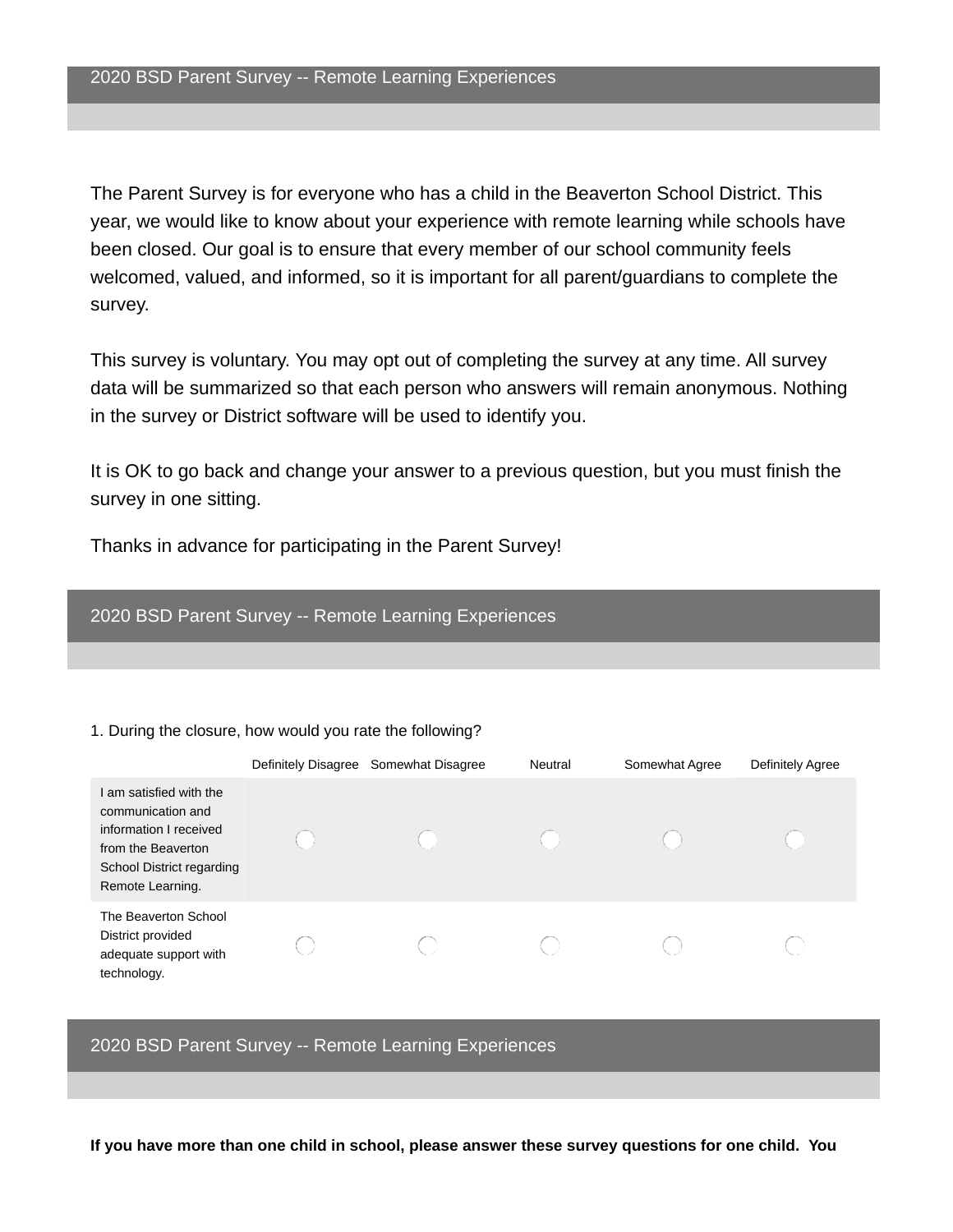## 2020 BSD Parent Survey -- Remote Learning Experiences

The Parent Survey is for everyone who has a child in the Beaverton School District. This year, we would like to know about your experience with remote learning while schools have been closed. Our goal is to ensure that every member of our school community feels welcomed, valued, and informed, so it is important for all parent/guardians to complete the survey.

This survey is voluntary. You may opt out of completing the survey at any time. All survey data will be summarized so that each person who answers will remain anonymous. Nothing in the survey or District software will be used to identify you.

It is OK to go back and change your answer to a previous question, but you must finish the survey in one sitting.

Thanks in advance for participating in the Parent Survey!

## 2020 BSD Parent Survey -- Remote Learning Experiences

1. During the closure, how would you rate the following?

| | Definitely Disagree | Somewhat Disagree | Neutral | Somewhat Agree | Definitely Agree |
|---|---|---|---|---|---|
| I am satisfied with the communication and information I received from the Beaverton School District regarding Remote Learning. | ◯ | ◯ | ◯ | ◯ | ◯ |
| The Beaverton School District provided adequate support with technology. | ◯ | ◯ | ◯ | ◯ | ◯ |

## 2020 BSD Parent Survey -- Remote Learning Experiences

**If you have more than one child in school, please answer these survey questions for one child. You**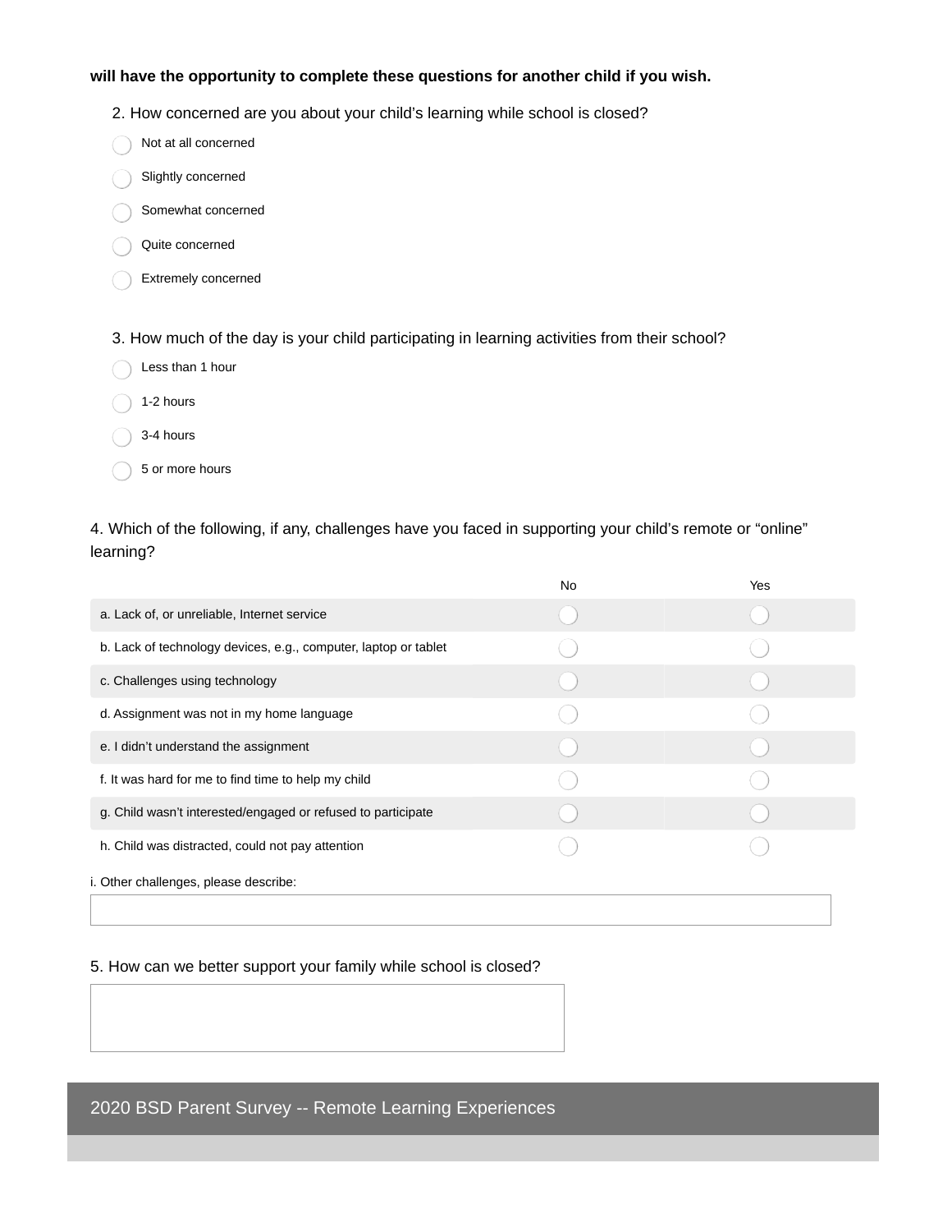**will have the opportunity to complete these questions for another child if you wish.**

2. How concerned are you about your child's learning while school is closed?

- Not at all concerned
- Slightly concerned
- Somewhat concerned
- Quite concerned
- Extremely concerned

3. How much of the day is your child participating in learning activities from their school?

- Less than 1 hour
- 1-2 hours
- 3-4 hours
- 5 or more hours

4. Which of the following, if any, challenges have you faced in supporting your child's remote or "online" learning?

| | No | Yes |
|---|---|---|
| a. Lack of, or unreliable, Internet service | | |
| b. Lack of technology devices, e.g., computer, laptop or tablet | | |
| c. Challenges using technology | | |
| d. Assignment was not in my home language | | |
| e. I didn't understand the assignment | | |
| f. It was hard for me to find time to help my child | | |
| g. Child wasn't interested/engaged or refused to participate | | |
| h. Child was distracted, could not pay attention | | |

i. Other challenges, please describe:

5. How can we better support your family while school is closed?

2020 BSD Parent Survey -- Remote Learning Experiences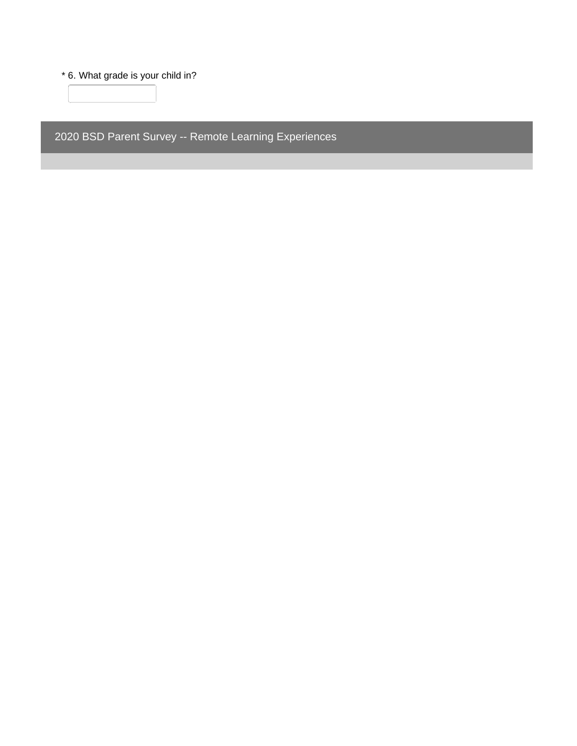* 6. What grade is your child in?

## 2020 BSD Parent Survey -- Remote Learning Experiences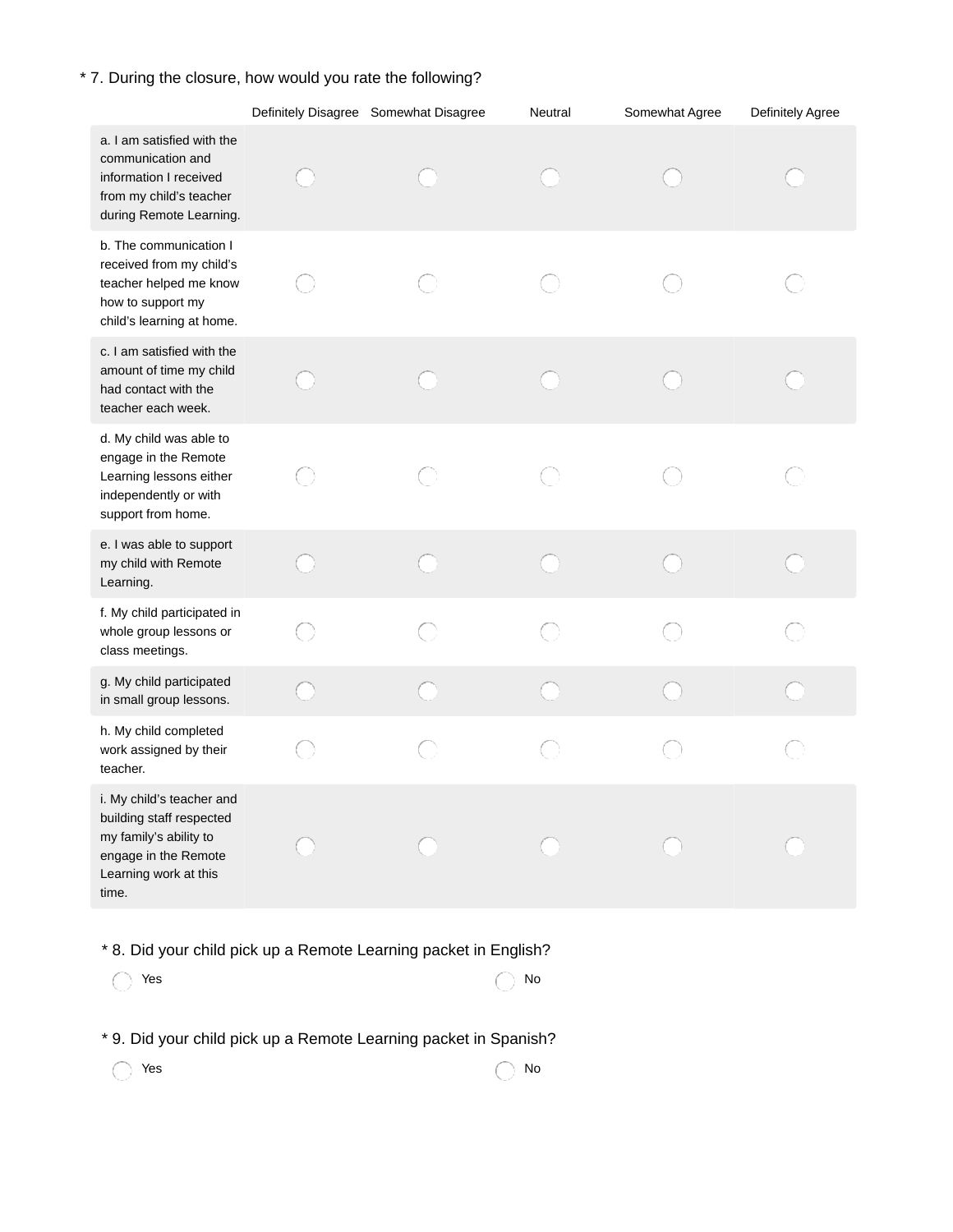\* 7. During the closure, how would you rate the following?

| | Definitely Disagree | Somewhat Disagree | Neutral | Somewhat Agree | Definitely Agree |
|---|---|---|---|---|---|
| a. I am satisfied with the communication and information I received from my child's teacher during Remote Learning. | ◯ | ◯ | ◯ | ◯ | ◯ |
| b. The communication I received from my child's teacher helped me know how to support my child's learning at home. | ◯ | ◯ | ◯ | ◯ | ◯ |
| c. I am satisfied with the amount of time my child had contact with the teacher each week. | ◯ | ◯ | ◯ | ◯ | ◯ |
| d. My child was able to engage in the Remote Learning lessons either independently or with support from home. | ◯ | ◯ | ◯ | ◯ | ◯ |
| e. I was able to support my child with Remote Learning. | ◯ | ◯ | ◯ | ◯ | ◯ |
| f. My child participated in whole group lessons or class meetings. | ◯ | ◯ | ◯ | ◯ | ◯ |
| g. My child participated in small group lessons. | ◯ | ◯ | ◯ | ◯ | ◯ |
| h. My child completed work assigned by their teacher. | ◯ | ◯ | ◯ | ◯ | ◯ |
| i. My child's teacher and building staff respected my family's ability to engage in the Remote Learning work at this time. | ◯ | ◯ | ◯ | ◯ | ◯ |

\* 8. Did your child pick up a Remote Learning packet in English?

◯ Yes ◯ No

\* 9. Did your child pick up a Remote Learning packet in Spanish?

◯ Yes ◯ No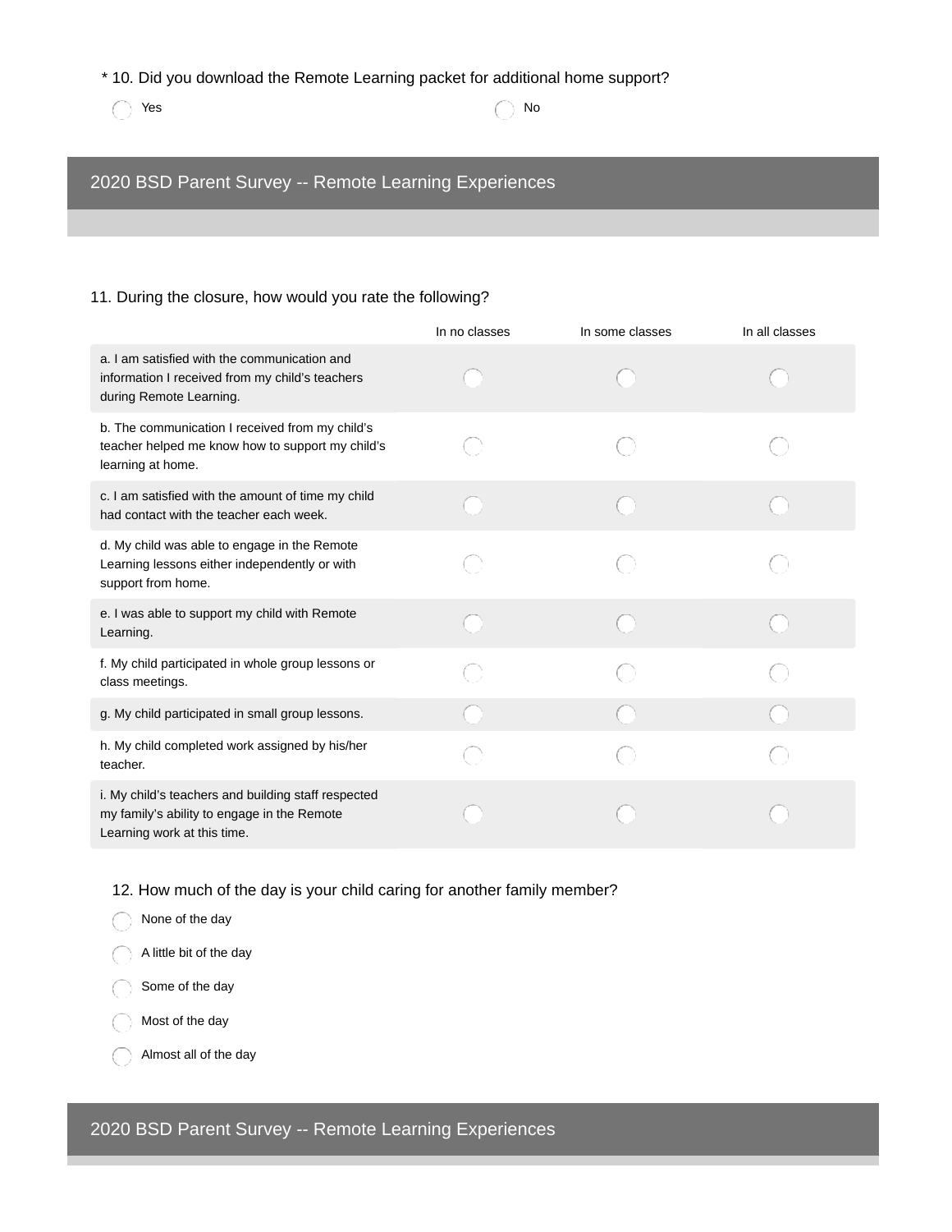\* 10. Did you download the Remote Learning packet for additional home support?

- ◯ Yes
- ◯ No

## 2020 BSD Parent Survey -- Remote Learning Experiences

11. During the closure, how would you rate the following?

| | In no classes | In some classes | In all classes |
|---|---|---|---|
| a. I am satisfied with the communication and information I received from my child's teachers during Remote Learning. | ◯ | ◯ | ◯ |
| b. The communication I received from my child's teacher helped me know how to support my child's learning at home. | ◯ | ◯ | ◯ |
| c. I am satisfied with the amount of time my child had contact with the teacher each week. | ◯ | ◯ | ◯ |
| d. My child was able to engage in the Remote Learning lessons either independently or with support from home. | ◯ | ◯ | ◯ |
| e. I was able to support my child with Remote Learning. | ◯ | ◯ | ◯ |
| f. My child participated in whole group lessons or class meetings. | ◯ | ◯ | ◯ |
| g. My child participated in small group lessons. | ◯ | ◯ | ◯ |
| h. My child completed work assigned by his/her teacher. | ◯ | ◯ | ◯ |
| i. My child's teachers and building staff respected my family's ability to engage in the Remote Learning work at this time. | ◯ | ◯ | ◯ |

12. How much of the day is your child caring for another family member?

- ◯ None of the day
- ◯ A little bit of the day
- ◯ Some of the day
- ◯ Most of the day
- ◯ Almost all of the day

## 2020 BSD Parent Survey -- Remote Learning Experiences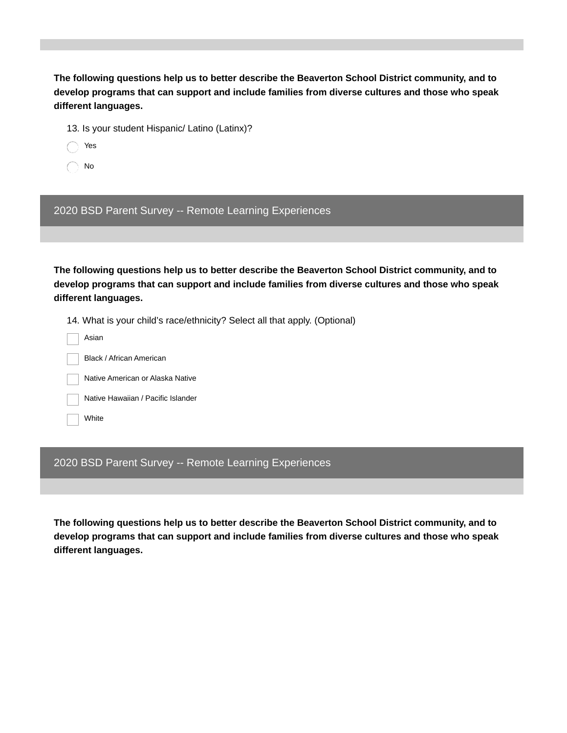**The following questions help us to better describe the Beaverton School District community, and to develop programs that can support and include families from diverse cultures and those who speak different languages.**

13. Is your student Hispanic/ Latino (Latinx)?

- ◯ Yes
- ◯ No

## 2020 BSD Parent Survey -- Remote Learning Experiences

**The following questions help us to better describe the Beaverton School District community, and to develop programs that can support and include families from diverse cultures and those who speak different languages.**

14. What is your child’s race/ethnicity? Select all that apply. (Optional)

- ☐ Asian
- ☐ Black / African American
- ☐ Native American or Alaska Native
- ☐ Native Hawaiian / Pacific Islander
- ☐ White

## 2020 BSD Parent Survey -- Remote Learning Experiences

**The following questions help us to better describe the Beaverton School District community, and to develop programs that can support and include families from diverse cultures and those who speak different languages.**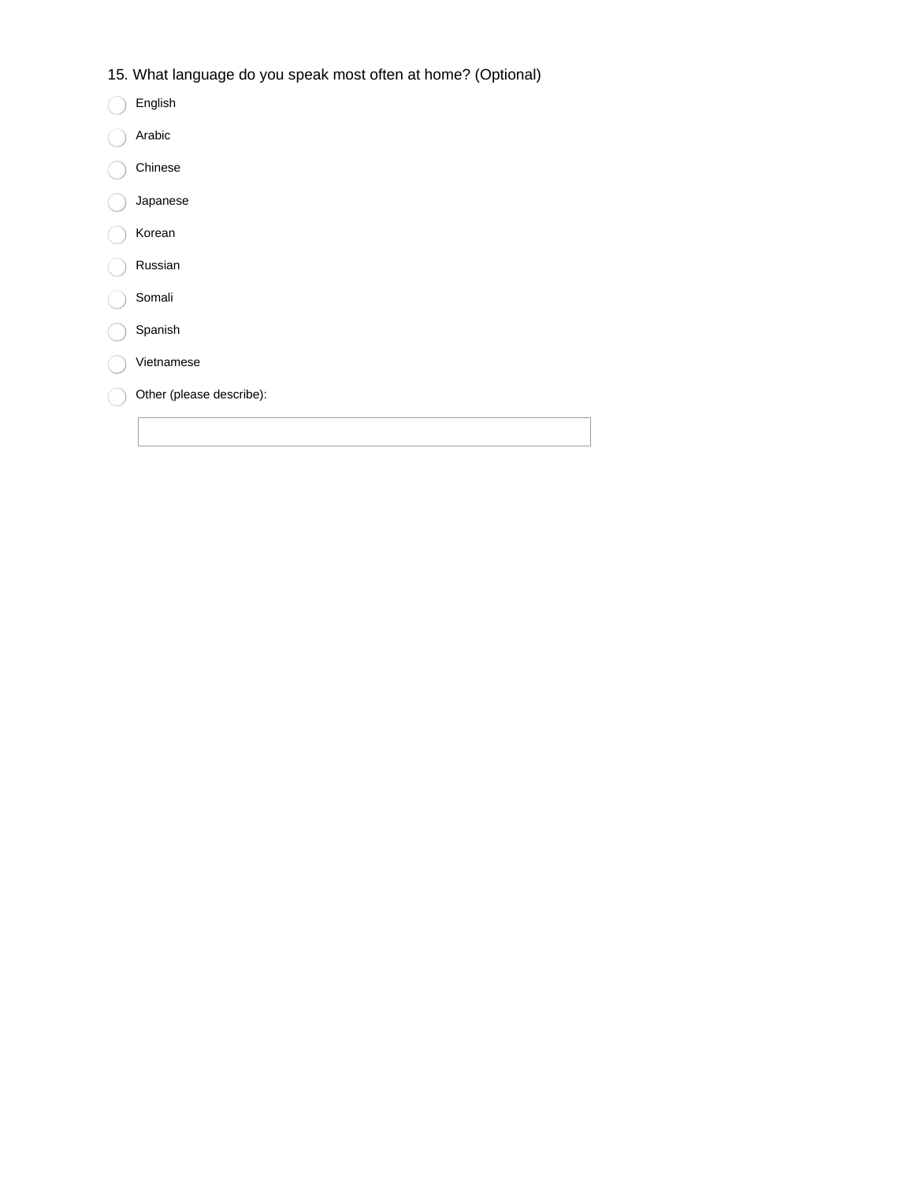15. What language do you speak most often at home? (Optional)

- English
- Arabic
- Chinese
- Japanese
- Korean
- Russian
- Somali
- Spanish
- Vietnamese
- Other (please describe):